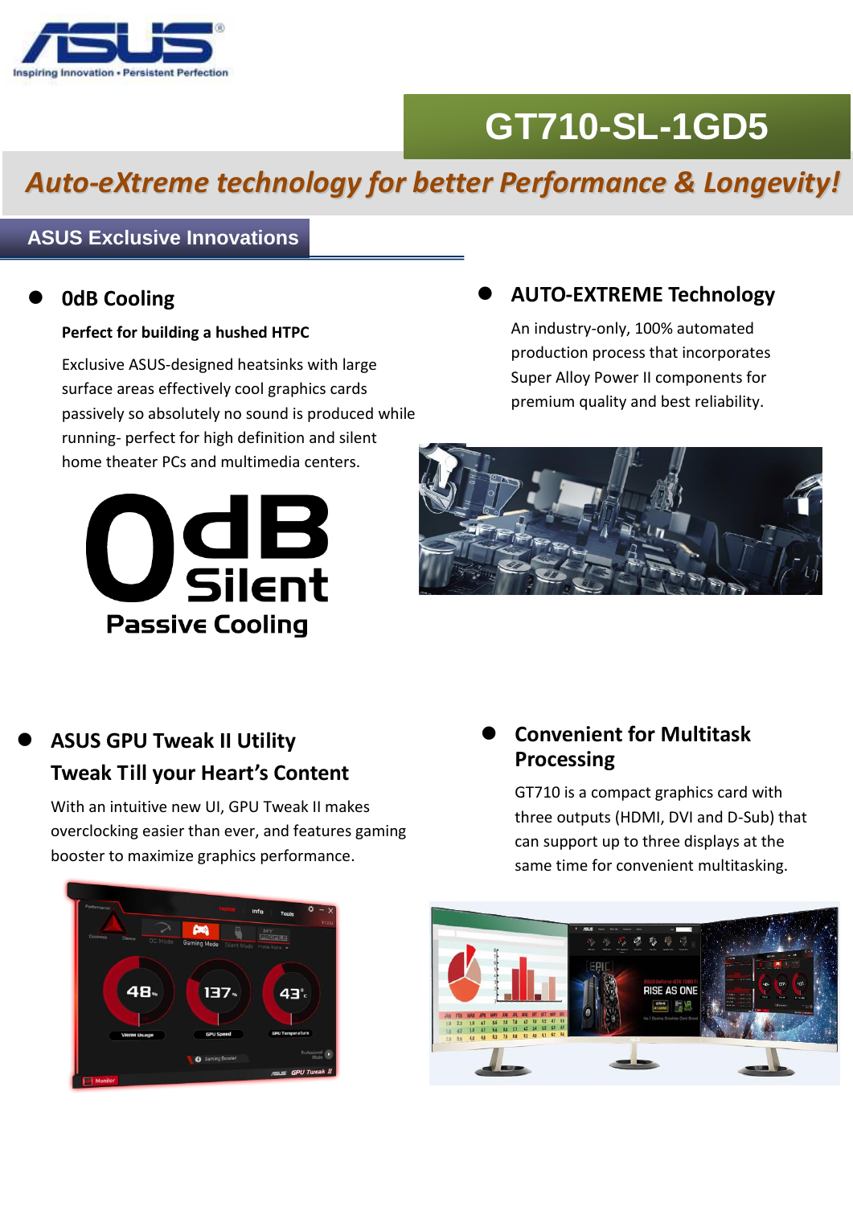# GT710-SL-1GD5

## *Auto-eXtreme technology for better Performance & Longevity!*

## ASUS Exclusive Innovations

- ### 0dB Cooling

  **Perfect for building a hushed HTPC**

  Exclusive ASUS-designed heatsinks with large surface areas effectively cool graphics cards passively so absolutely no sound is produced while running- perfect for high definition and silent home theater PCs and multimedia centers.

- ### AUTO-EXTREME Technology

  An industry-only, 100% automated production process that incorporates Super Alloy Power II components for premium quality and best reliability.

- ### ASUS GPU Tweak II Utility

  **Tweak Till your Heart's Content**

  With an intuitive new UI, GPU Tweak II makes overclocking easier than ever, and features gaming booster to maximize graphics performance.

- ### Convenient for Multitask Processing

  GT710 is a compact graphics card with three outputs (HDMI, DVI and D-Sub) that can support up to three displays at the same time for convenient multitasking.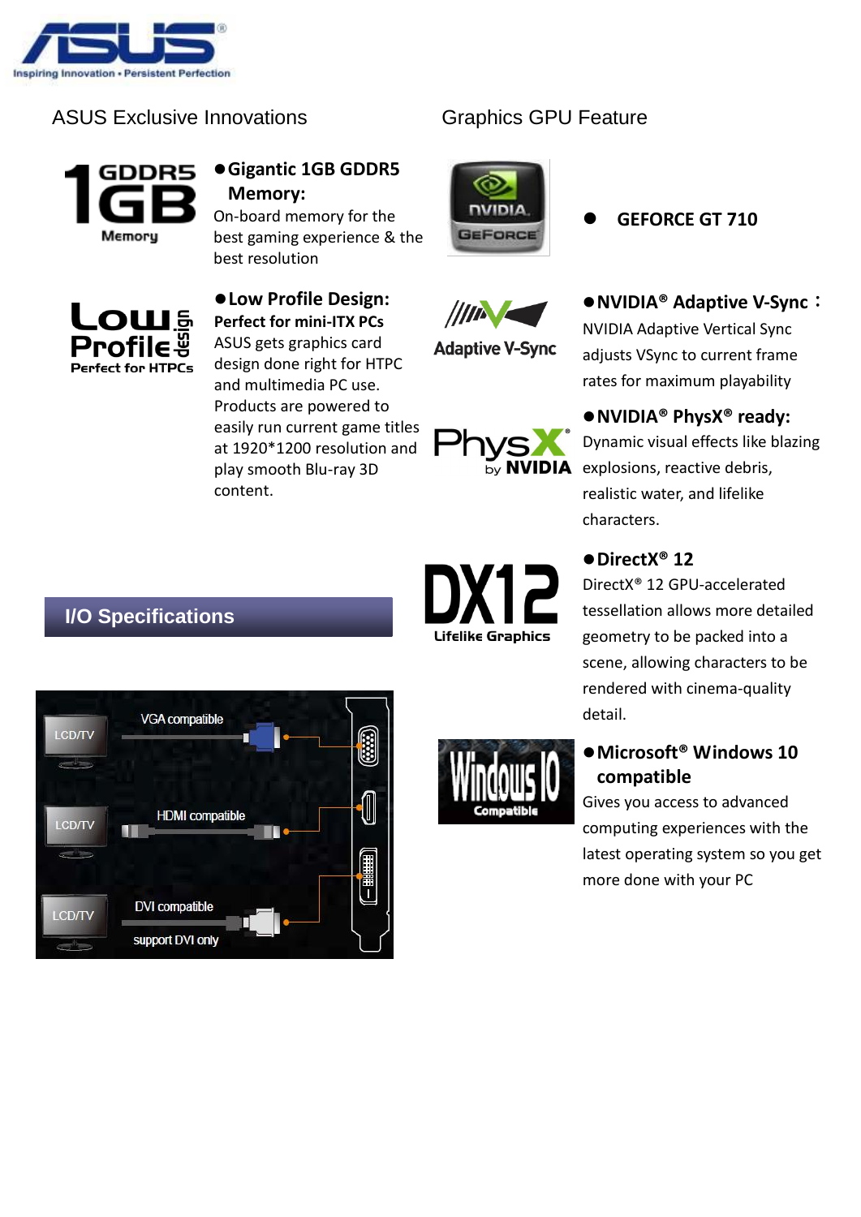## ASUS Exclusive Innovations

- **Gigantic 1GB GDDR5 Memory:**
  On-board memory for the best gaming experience & the best resolution

- **Low Profile Design:**
  **Perfect for mini-ITX PCs**
  ASUS gets graphics card design done right for HTPC and multimedia PC use. Products are powered to easily run current game titles at 1920*1200 resolution and play smooth Blu-ray 3D content.

## Graphics GPU Feature

- **GEFORCE GT 710**

- **NVIDIA® Adaptive V-Sync：**
  NVIDIA Adaptive Vertical Sync adjusts VSync to current frame rates for maximum playability

- **NVIDIA® PhysX® ready:**
  Dynamic visual effects like blazing explosions, reactive debris, realistic water, and lifelike characters.

- **DirectX® 12**
  DirectX® 12 GPU-accelerated tessellation allows more detailed geometry to be packed into a scene, allowing characters to be rendered with cinema-quality detail.

- **Microsoft® Windows 10 compatible**
  Gives you access to advanced computing experiences with the latest operating system so you get more done with your PC

## I/O Specifications

- VGA compatible
- HDMI compatible
- DVI compatible (support DVI only)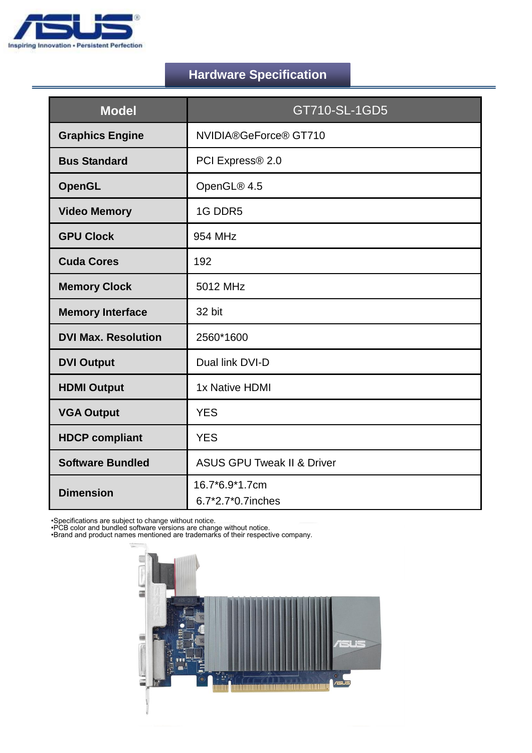## Hardware Specification

| Model | GT710-SL-1GD5 |
|---|---|
| Graphics Engine | NVIDIA®GeForce® GT710 |
| Bus Standard | PCI Express® 2.0 |
| OpenGL | OpenGL® 4.5 |
| Video Memory | 1G DDR5 |
| GPU Clock | 954 MHz |
| Cuda Cores | 192 |
| Memory Clock | 5012 MHz |
| Memory Interface | 32 bit |
| DVI Max. Resolution | 2560*1600 |
| DVI Output | Dual link DVI-D |
| HDMI Output | 1x Native HDMI |
| VGA Output | YES |
| HDCP compliant | YES |
| Software Bundled | ASUS GPU Tweak II & Driver |
| Dimension | 16.7*6.9*1.7cm<br>6.7*2.7*0.7inches |

•Specifications are subject to change without notice.
•PCB color and bundled software versions are change without notice.
•Brand and product names mentioned are trademarks of their respective company.